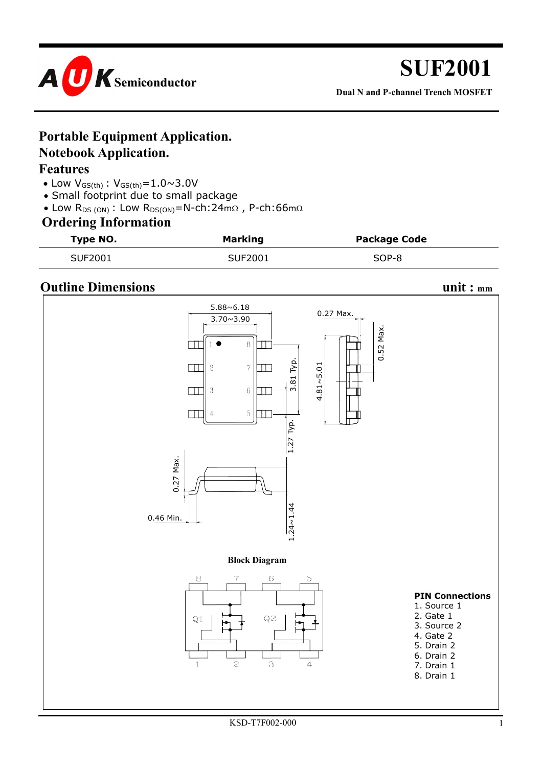# SUF2001

**Dual N and P-channel Trench MOSFET**

## Portable Equipment Application.

## Notebook Application.

## Features

- Low $V_{GS(th)}$ : $V_{GS(th)}$=1.0~3.0V
- Small footprint due to small package
- Low $R_{DS\ (ON)}$ : Low $R_{DS(ON)}$=N-ch:24mΩ , P-ch:66mΩ

## Ordering Information

| Type NO. | Marking | Package Code |
|---|---|---|
| SUF2001 | SUF2001 | SOP-8 |

## Outline Dimensions

unit : mm

5.88~6.18

3.70~3.90

0.27 Max.

0.52 Max.

3.81 Typ.

4.81~5.01

1.27 Typ.

0.27 Max.

0.46 Min.

1.24~1.44

**Block Diagram**

8 7 6 5

Q1 Q2

1 2 3 4

**PIN Connections**

1. Source 1
2. Gate 1
3. Source 2
4. Gate 2
5. Drain 2
6. Drain 2
7. Drain 1
8. Drain 1

KSD-T7F002-000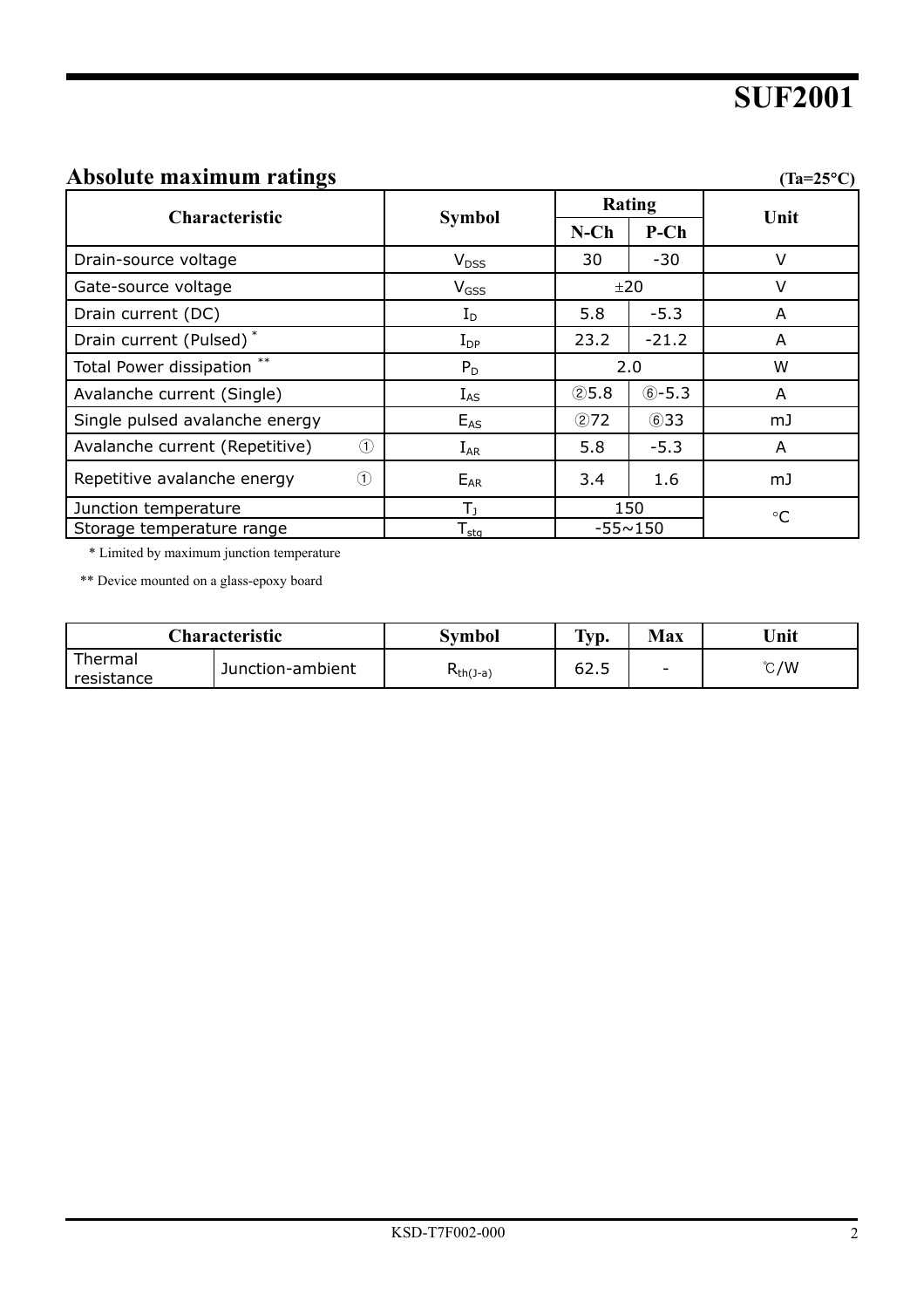## Absolute maximum ratings

(Ta=25°C)

| Characteristic | Symbol | Rating | | Unit |
|---|---|---|---|---|
| | | N-Ch | P-Ch | |
| Drain-source voltage | $V_{DSS}$ | 30 | -30 | V |
| Gate-source voltage | $V_{GSS}$ | ±20 | | V |
| Drain current (DC) | $I_D$ | 5.8 | -5.3 | A |
| Drain current (Pulsed) * | $I_{DP}$ | 23.2 | -21.2 | A |
| Total Power dissipation ** | $P_D$ | 2.0 | | W |
| Avalanche current (Single) | $I_{AS}$ | ②5.8 | ⑥-5.3 | A |
| Single pulsed avalanche energy | $E_{AS}$ | ②72 | ⑥33 | mJ |
| Avalanche current (Repetitive) ① | $I_{AR}$ | 5.8 | -5.3 | A |
| Repetitive avalanche energy ① | $E_{AR}$ | 3.4 | 1.6 | mJ |
| Junction temperature | $T_J$ | 150 | | °C |
| Storage temperature range | $T_{stg}$ | -55~150 | | °C |

\* Limited by maximum junction temperature

\*\* Device mounted on a glass-epoxy board

| Characteristic | | Symbol | Typ. | Max | Unit |
|---|---|---|---|---|---|
| Thermal resistance | Junction-ambient | $R_{th(J-a)}$ | 62.5 | - | ℃/W |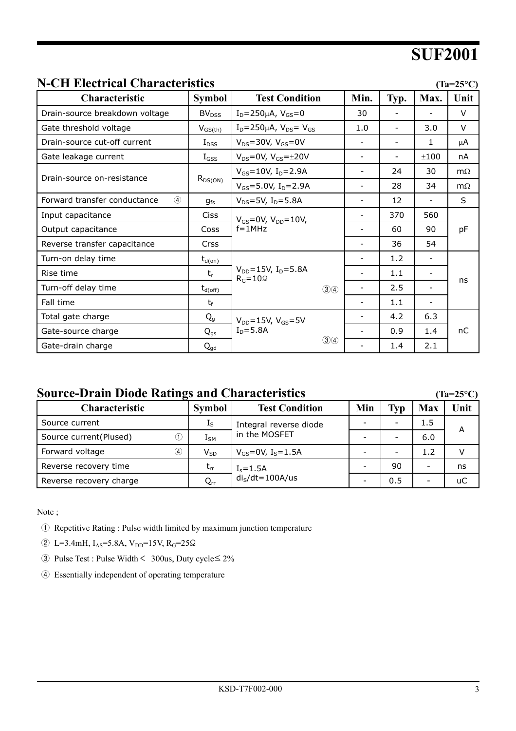# SUF2001

## N-CH Electrical Characteristics

(Ta=25°C)

| Characteristic | Symbol | Test Condition | Min. | Typ. | Max. | Unit |
|---|---|---|---|---|---|---|
| Drain-source breakdown voltage | $BV_{DSS}$ | $I_D$=250μA, $V_{GS}$=0 | 30 | - | - | V |
| Gate threshold voltage | $V_{GS(th)}$ | $I_D$=250μA, $V_{DS}$= $V_{GS}$ | 1.0 | - | 3.0 | V |
| Drain-source cut-off current | $I_{DSS}$ | $V_{DS}$=30V, $V_{GS}$=0V | - | - | 1 | μA |
| Gate leakage current | $I_{GSS}$ | $V_{DS}$=0V, $V_{GS}$=±20V | - | - | ±100 | nA |
| Drain-source on-resistance | $R_{DS(ON)}$ | $V_{GS}$=10V, $I_D$=2.9A | - | 24 | 30 | mΩ |
| | | $V_{GS}$=5.0V, $I_D$=2.9A | - | 28 | 34 | mΩ |
| Forward transfer conductance ④ | $g_{fs}$ | $V_{DS}$=5V, $I_D$=5.8A | - | 12 | - | S |
| Input capacitance | Ciss | $V_{GS}$=0V, $V_{DD}$=10V, f=1MHz | - | 370 | 560 | pF |
| Output capacitance | Coss | | - | 60 | 90 | |
| Reverse transfer capacitance | Crss | | - | 36 | 54 | |
| Turn-on delay time | $t_{d(on)}$ | $V_{DD}$=15V, $I_D$=5.8A $R_G$=10Ω ③④ | - | 1.2 | - | ns |
| Rise time | $t_r$ | | - | 1.1 | - | |
| Turn-off delay time | $t_{d(off)}$ | | - | 2.5 | - | |
| Fall time | $t_f$ | | - | 1.1 | - | |
| Total gate charge | $Q_g$ | $V_{DD}$=15V, $V_{GS}$=5V $I_D$=5.8A ③④ | - | 4.2 | 6.3 | nC |
| Gate-source charge | $Q_{gs}$ | | - | 0.9 | 1.4 | |
| Gate-drain charge | $Q_{gd}$ | | - | 1.4 | 2.1 | |

## Source-Drain Diode Ratings and Characteristics

(Ta=25°C)

| Characteristic | Symbol | Test Condition | Min | Typ | Max | Unit |
|---|---|---|---|---|---|---|
| Source current | $I_S$ | Integral reverse diode in the MOSFET | - | - | 1.5 | A |
| Source current(Plused) ① | $I_{SM}$ | | - | - | 6.0 | |
| Forward voltage ④ | $V_{SD}$ | $V_{GS}$=0V, $I_S$=1.5A | - | - | 1.2 | V |
| Reverse recovery time | $t_{rr}$ | $I_s$=1.5A $di_S/dt$=100A/us | - | 90 | - | ns |
| Reverse recovery charge | $Q_{rr}$ | | - | 0.5 | - | uC |

Note ;

① Repetitive Rating : Pulse width limited by maximum junction temperature

② L=3.4mH, $I_{AS}$=5.8A, $V_{DD}$=15V, $R_G$=25Ω

③ Pulse Test : Pulse Width < 300us, Duty cycle≤ 2%

④ Essentially independent of operating temperature

KSD-T7F002-000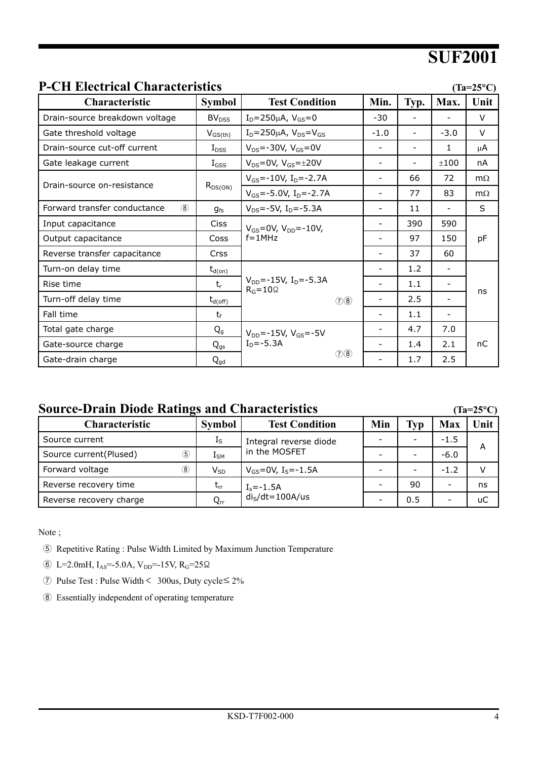## P-CH Electrical Characteristics

(Ta=25°C)

| Characteristic | Symbol | Test Condition | Min. | Typ. | Max. | Unit |
|---|---|---|---|---|---|---|
| Drain-source breakdown voltage | $BV_{DSS}$ | $I_D$=250μA, $V_{GS}$=0 | -30 | - | - | V |
| Gate threshold voltage | $V_{GS(th)}$ | $I_D$=250μA, $V_{DS}$=$V_{GS}$ | -1.0 | - | -3.0 | V |
| Drain-source cut-off current | $I_{DSS}$ | $V_{DS}$=-30V, $V_{GS}$=0V | - | - | 1 | μA |
| Gate leakage current | $I_{GSS}$ | $V_{DS}$=0V, $V_{GS}$=±20V | - | - | ±100 | nA |
| Drain-source on-resistance | $R_{DS(ON)}$ | $V_{GS}$=-10V, $I_D$=-2.7A | - | 66 | 72 | mΩ |
| | | $V_{GS}$=-5.0V, $I_D$=-2.7A | - | 77 | 83 | mΩ |
| Forward transfer conductance ⑧ | $g_{fs}$ | $V_{DS}$=-5V, $I_D$=-5.3A | - | 11 | - | S |
| Input capacitance | Ciss | $V_{GS}$=0V, $V_{DD}$=-10V, f=1MHz | - | 390 | 590 | pF |
| Output capacitance | Coss | | - | 97 | 150 | |
| Reverse transfer capacitance | Crss | | - | 37 | 60 | |
| Turn-on delay time | $t_{d(on)}$ | $V_{DD}$=-15V, $I_D$=-5.3A $R_G$=10Ω ⑦⑧ | - | 1.2 | - | ns |
| Rise time | $t_r$ | | - | 1.1 | - | |
| Turn-off delay time | $t_{d(off)}$ | | - | 2.5 | - | |
| Fall time | $t_f$ | | - | 1.1 | - | |
| Total gate charge | $Q_g$ | $V_{DD}$=-15V, $V_{GS}$=-5V $I_D$=-5.3A ⑦⑧ | - | 4.7 | 7.0 | nC |
| Gate-source charge | $Q_{gs}$ | | - | 1.4 | 2.1 | |
| Gate-drain charge | $Q_{gd}$ | | - | 1.7 | 2.5 | |

## Source-Drain Diode Ratings and Characteristics

(Ta=25°C)

| Characteristic | Symbol | Test Condition | Min | Typ | Max | Unit |
|---|---|---|---|---|---|---|
| Source current | $I_S$ | Integral reverse diode in the MOSFET | - | - | -1.5 | A |
| Source current(Plused) ⑤ | $I_{SM}$ | | - | - | -6.0 | |
| Forward voltage ⑧ | $V_{SD}$ | $V_{GS}$=0V, $I_S$=-1.5A | - | - | -1.2 | V |
| Reverse recovery time | $t_{rr}$ | $I_s$=-1.5A $di_S/dt$=100A/us | - | 90 | - | ns |
| Reverse recovery charge | $Q_{rr}$ | | - | 0.5 | - | uC |

Note ;

⑤ Repetitive Rating : Pulse Width Limited by Maximum Junction Temperature

⑥ L=2.0mH, $I_{AS}$=-5.0A, $V_{DD}$=-15V, $R_G$=25Ω

⑦ Pulse Test : Pulse Width < 300us, Duty cycle≤ 2%

⑧ Essentially independent of operating temperature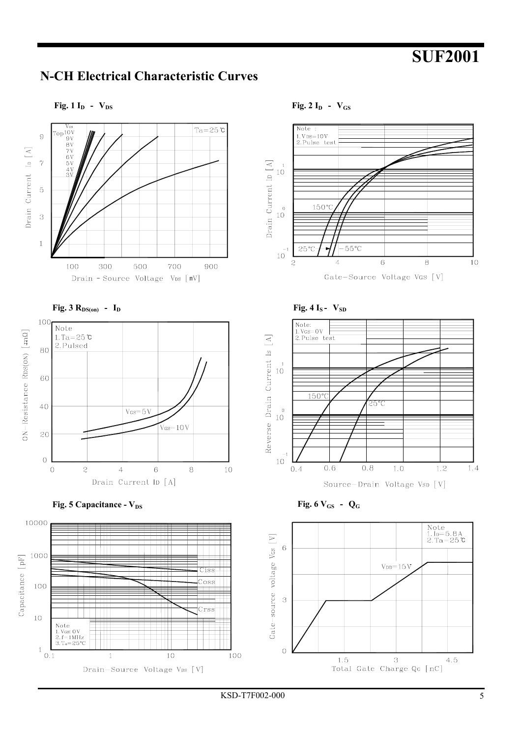## N-CH Electrical Characteristic Curves

**Fig. 1 $I_D$ - $V_{DS}$**

Vgs
Top 10V
9V
8V
7V
6V
5V
4V
3V

Ta=25℃

Drain Current ID [A]
9
7
5
3
1

100 300 500 700 900
Drain - Source Voltage VDS [mV]

**Fig. 2 $I_D$ - $V_{GS}$**

Note :
1. VDS=10V
2. Pulse test

Drain Current ID [A]
$10^1$
$10^0$
$10^{-1}$

150℃
25℃
−55℃

2 4 6 8 10
Gate-Source Voltage VGS [V]

**Fig. 3 $R_{DS(on)}$ - $I_D$**

Note
1. Ta=25℃
2. Pulsed

ON-Resistance RDS(ON) [mΩ]
100
80
60
40
20
0

VGS=5V
VGS=10V

0 2 4 6 8 10
Drain Current ID [A]

**Fig. 4 $I_S$ - $V_{SD}$**

Note:
1. VGS=0V
2. Pulse test

Reverse Drain Current IS [A]
$10^1$
$10^0$
$10^{-1}$

150℃
25℃

0.4 0.6 0.8 1.0 1.2 1.4
Source-Drain Voltage VSD [V]

**Fig. 5 Capacitance - $V_{DS}$**

Capacitance [pF]
10000
1000
100
10
1

Ciss
Coss
Crss

Note
1. VGS: 0V
2. f=1MHz
3. Ta=25℃

0.1 1 10 100
Drain-Source Voltage VDS [V]

**Fig. 6 $V_{GS}$ - $Q_G$**

Note
1. ID=5.8A
2. Ta=25℃

VDD=15V

Gate-source voltage VGS [V]
6
3
0

1.5 3 4.5
Total Gate Charge QG [nC]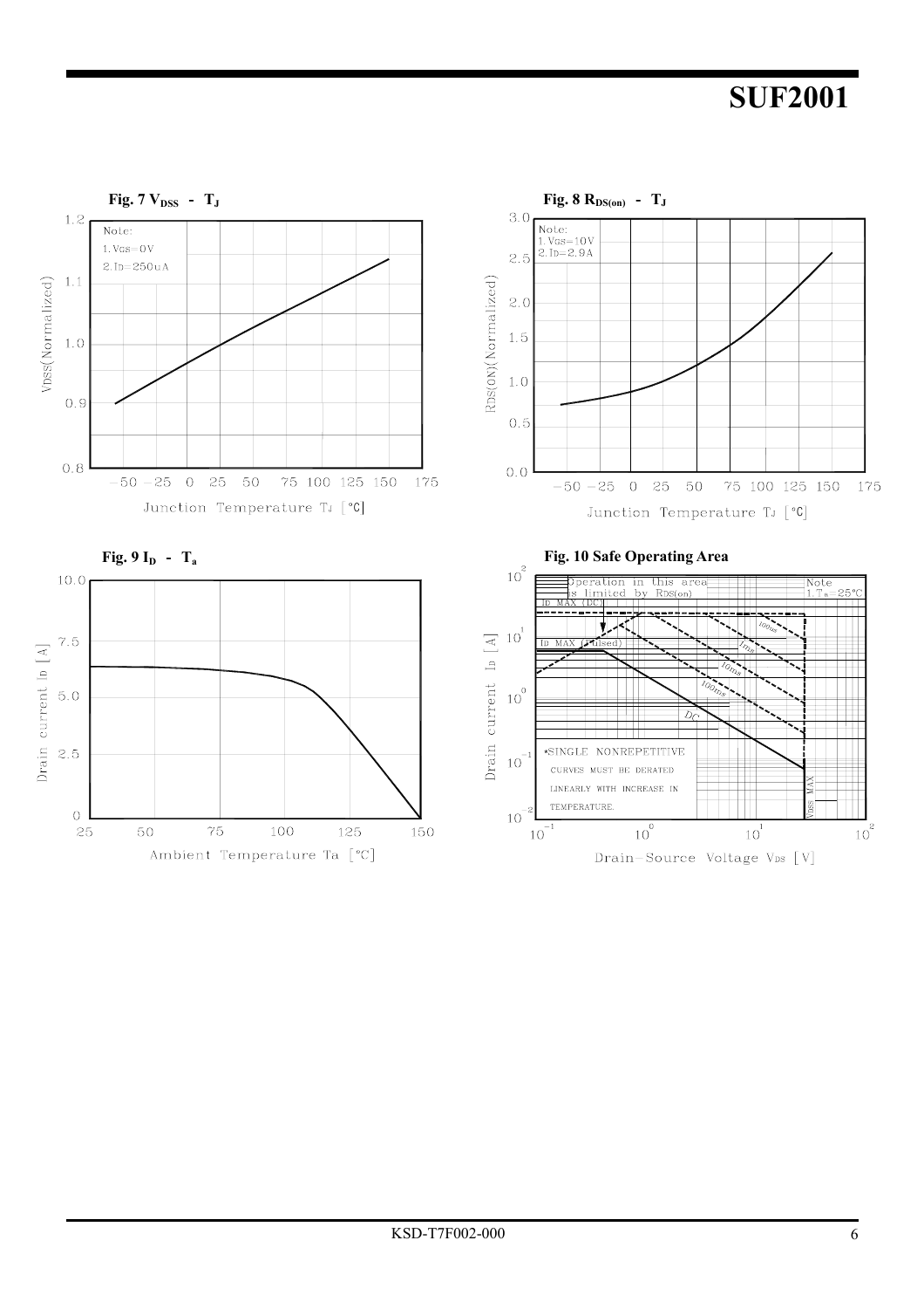**Fig. 7 $V_{DSS}$ - $T_J$**

1.2
1.1
1.0
0.9
0.8

Note:
1. VGS=0V
2. ID=250uA

VDSS(Normalized)

-50 -25 0 25 50 75 100 125 150 175

Junction Temperature TJ [°C]

**Fig. 8 $R_{DS(on)}$ - $T_J$**

3.0
2.5
2.0
1.5
1.0
0.5
0.0

Note:
1. VGS=10V
2. ID=2.9A

RDS(ON)(Normalized)

-50 -25 0 25 50 75 100 125 150 175

Junction Temperature TJ [°C]

**Fig. 9 $I_D$ - $T_a$**

10.0
7.5
5.0
2.5
0

Drain current ID [A]

25 50 75 100 125 150

Ambient Temperature Ta [°C]

**Fig. 10 Safe Operating Area**

$10^2$
$10^1$
$10^0$
$10^{-1}$
$10^{-2}$

Drain current ID [A]

Operation in this area is limited by RDS(on)

Note
1. Ta=25°C

ID MAX (DC)

ID MAX (Pulsed)

100us
1ms
10ms
100ms
DC

*SINGLE NONREPETITIVE
CURVES MUST BE DERATED LINEARLY WITH INCREASE IN TEMPERATURE.

VDSS MAX

$10^{-1}$ $10^0$ $10^1$ $10^2$

Drain-Source Voltage VDS [V]

KSD-T7F002-000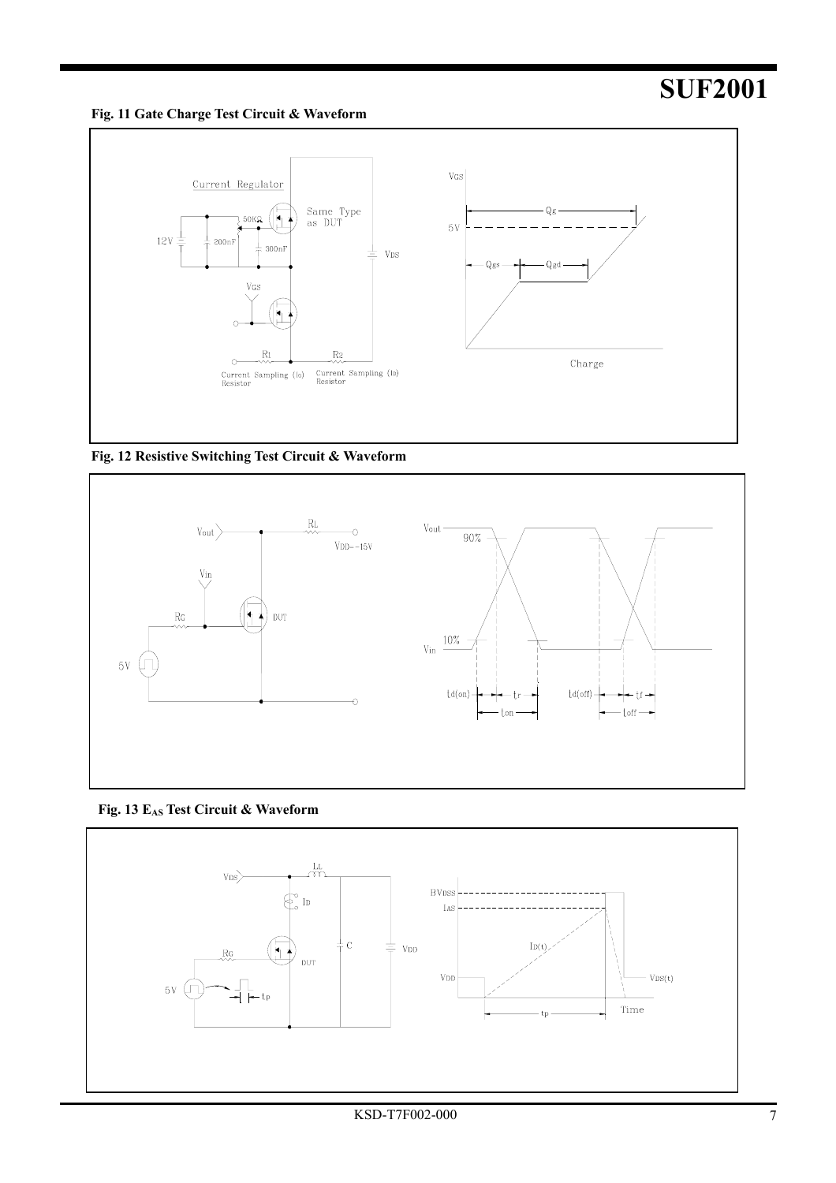**Fig. 11 Gate Charge Test Circuit & Waveform**

Current Regulator

12V

200nF

50KΩ

300nF

Same Type as DUT

VDS

VGS

R1

R2

Current Sampling (IG) Resistor

Current Sampling (ID) Resistor

VGS

Qg

5V

Qgs

Qgd

Charge

**Fig. 12 Resistive Switching Test Circuit & Waveform**

Vout

RL

VDD=-15V

Vin

RG

DUT

5V

Vout

90%

10%

Vin

td(on)

tr

ton

td(off)

tf

toff

**Fig. 13 $E_{AS}$ Test Circuit & Waveform**

VDS

LL

ID

RG

DUT

C

VDD

5V

tp

BVDSS

IAS

ID(t)

VDD

VDS(t)

tp

Time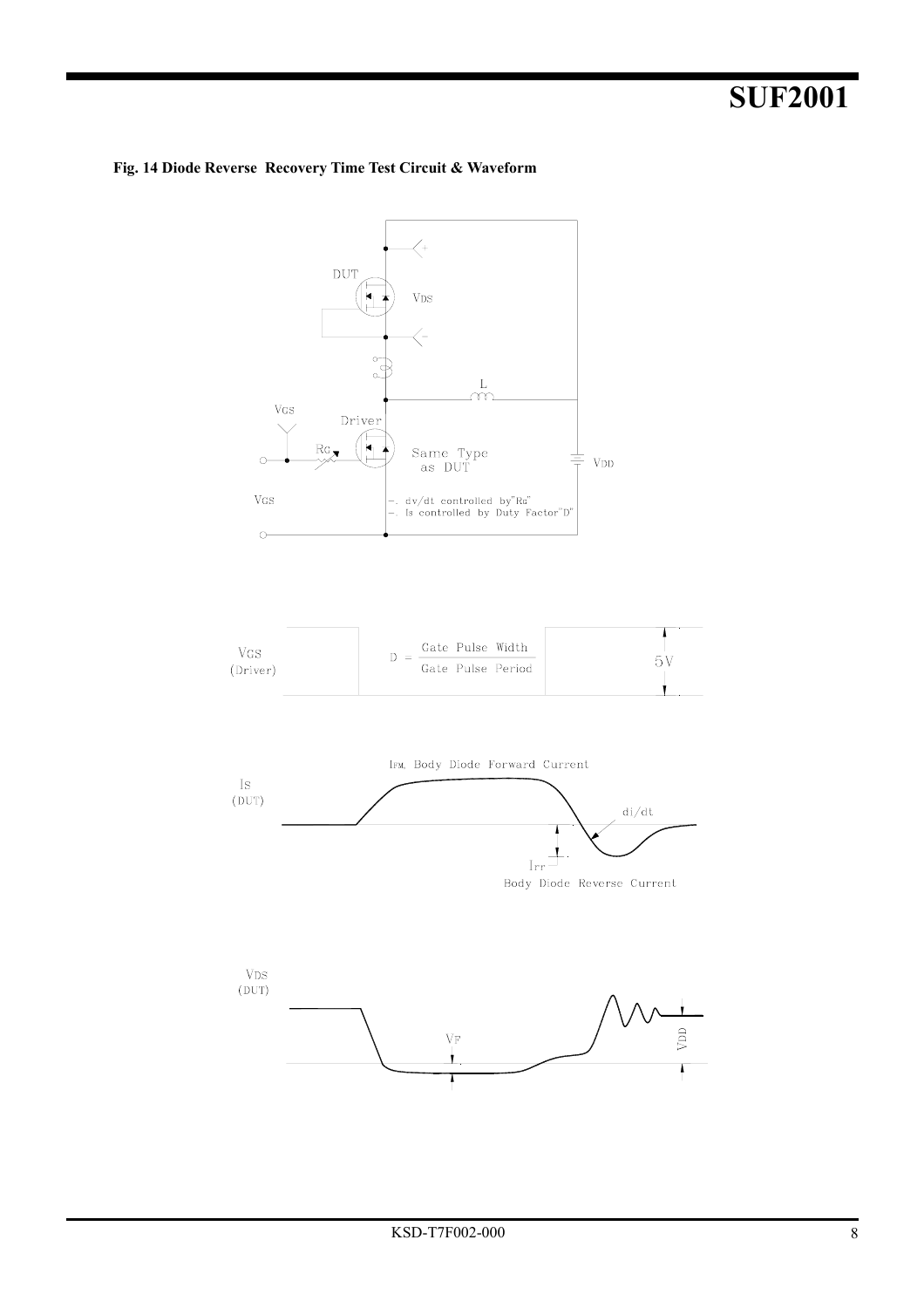**Fig. 14 Diode Reverse Recovery Time Test Circuit & Waveform**

DUT

+

$V_{DS}$

−

L

$V_{GS}$

Driver

$R_G$

Same Type as DUT

$V_{DD}$

$V_{GS}$

-. dv/dt controlled by "$R_G$"
-. Is controlled by Duty Factor "D"

$V_{GS}$ (Driver)

$$D = \frac{\text{Gate Pulse Width}}{\text{Gate Pulse Period}}$$

5V

$I_{FM}$, Body Diode Forward Current

Is (DUT)

di/dt

Irr

Body Diode Reverse Current

$V_{DS}$ (DUT)

$V_F$

$V_{DD}$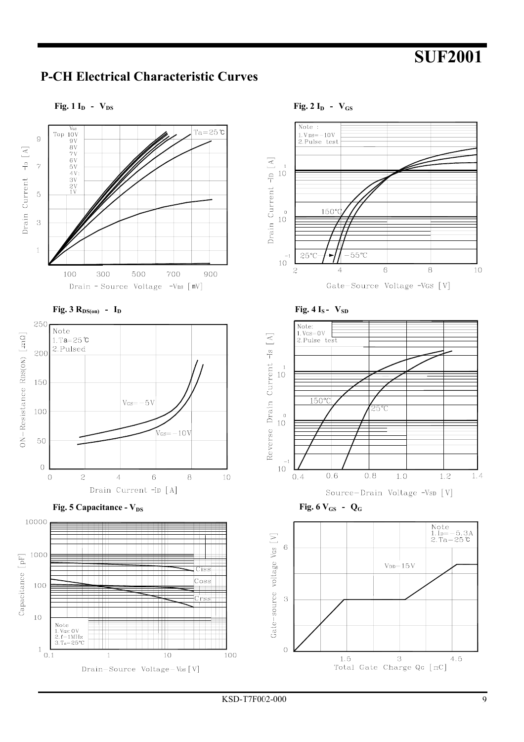## P-CH Electrical Characteristic Curves

**Fig. 1 $I_D$ - $V_{DS}$**

$V_{GS}$
Top 10V
9V
8V
7V
6V
5V
4V
3V
2V
1V

Ta=25℃

Drain Current $-I_D$ [A]

9
7
5
3
1

100 300 500 700 900

Drain - Source Voltage $-V_{DS}$ [mV]

**Fig. 2 $I_D$ - $V_{GS}$**

Note :
1. $V_{DS}$=−10V
2. Pulse test

Drain Current $-I_D$ [A]

$10^1$
$10^0$
$10^{-1}$

150℃
25℃
−55℃

2 4 6 8 10

Gate-Source Voltage $-V_{GS}$ [V]

**Fig. 3 $R_{DS(on)}$ - $I_D$**

Note
1. Ta=25℃
2. Pulsed

ON-Resistance $R_{DS(ON)}$ [mΩ]

250
200
150
100
50
0

$V_{GS}$=−5V
$V_{GS}$=−10V

0 2 4 6 8 10

Drain Current $-I_D$ [A]

**Fig. 4 $I_S$ - $V_{SD}$**

Note:
1. $V_{GS}$=0V
2. Pulse test

Reverse Drain Current $-I_S$ [A]

$10^1$
$10^0$
$10^{-1}$

150℃
25℃

0.4 0.6 0.8 1.0 1.2 1.4

Source-Drain Voltage $-V_{SD}$ [V]

**Fig. 5 Capacitance - $V_{DS}$**

Capacitance [pF]

10000
1000
100
10
1

Ciss
Coss
Crss

Note
1. $V_{GS}$=0V
2. f=1MHz
3. Ta=25℃

0.1 1 10 100

Drain-Source Voltage $-V_{DS}$ [V]

**Fig. 6 $V_{GS}$ - $Q_G$**

Note
1. $I_D$=−5.3A
2. Ta=25℃

$V_{DD}$=15V

Gate-source voltage $V_{GS}$ [V]

6
3
0

1.5 3 4.5

Total Gate Charge Qc [nC]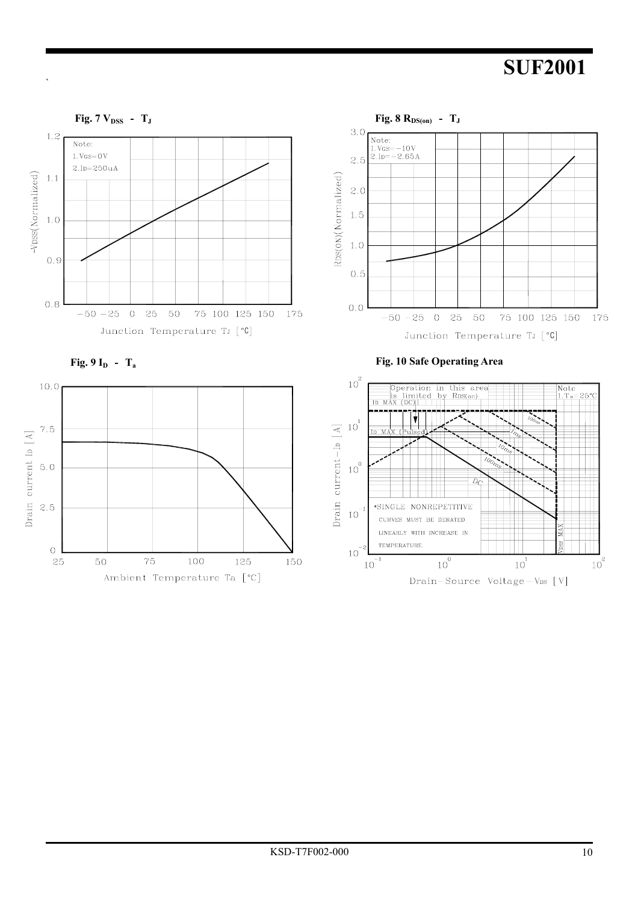**Fig. 7 $V_{DSS}$ - $T_J$**

Note:
1. VGS=0V
2. ID=250uA

-VDSS(Normalized)

1.2
1.1
1.0
0.9
0.8

-50 -25 0 25 50 75 100 125 150 175

Junction Temperature TJ [°C]

**Fig. 8 $R_{DS(on)}$ - $T_J$**

Note:
1. VGS=-10V
2. ID=-2.65A

RDS(ON)(Normalized)

3.0
2.5
2.0
1.5
1.0
0.5
0.0

-50 -25 0 25 50 75 100 125 150 175

Junction Temperature TJ [°C]

**Fig. 9 $I_D$ - $T_a$**

Drain current ID [A]

10.0
7.5
5.0
2.5
0

25 50 75 100 125 150

Ambient Temperature Ta [°C]

**Fig. 10 Safe Operating Area**

Operation in this area is limited by RDS(on)

ID MAX (DC)

ID MAX (Pulsed)

Note
1. Ta=25°C

100us
1ms
10ms
100ms
DC

*SINGLE NONREPETITIVE CURVES MUST BE DERATED LINEARLY WITH INCREASE IN TEMPERATURE.

VDSS MAX

Drain current-ID [A]

$10^{2}$
$10^{1}$
$10^{0}$
$10^{-1}$
$10^{-2}$

$10^{-1}$ $10^{0}$ $10^{1}$ $10^{2}$

Drain-Source Voltage-VDS [V]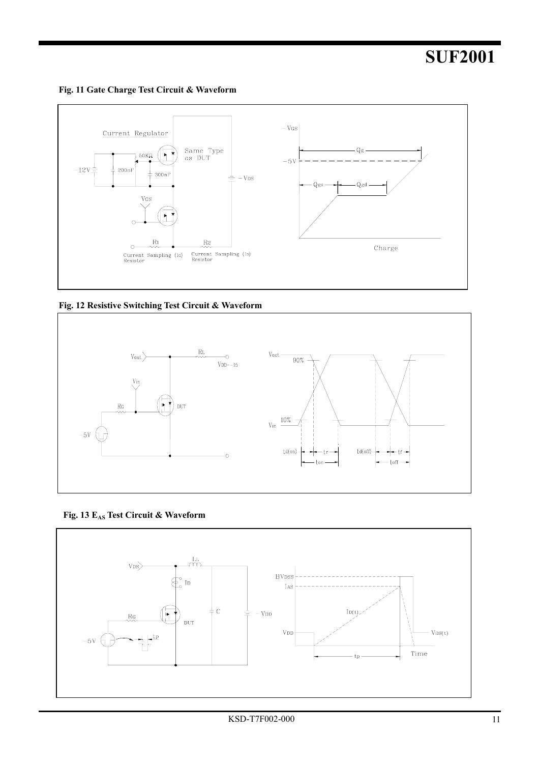**Fig. 11 Gate Charge Test Circuit & Waveform**

Current Regulator

−12V

200nF

50KΩ

300nF

Same Type as DUT

−VDS

VGS

R1

Current Sampling (IG) Resistor

R2

Current Sampling (ID) Resistor

−VGS

Qg

−5V

Qgs

Qgd

Charge

**Fig. 12 Resistive Switching Test Circuit & Waveform**

Vout

RL

VDD=−15

Vin

RG

DUT

−5V

Vout

90%

10%

Vin

td(on)

tr

ton

td(off)

tf

toff

**Fig. 13 $E_{AS}$ Test Circuit & Waveform**

VDS

LL

ID

RG

DUT

C

−VDD

−5V

tp

BVDSS

IAS

ID(t)

VDD

VDS(t)

tp

Time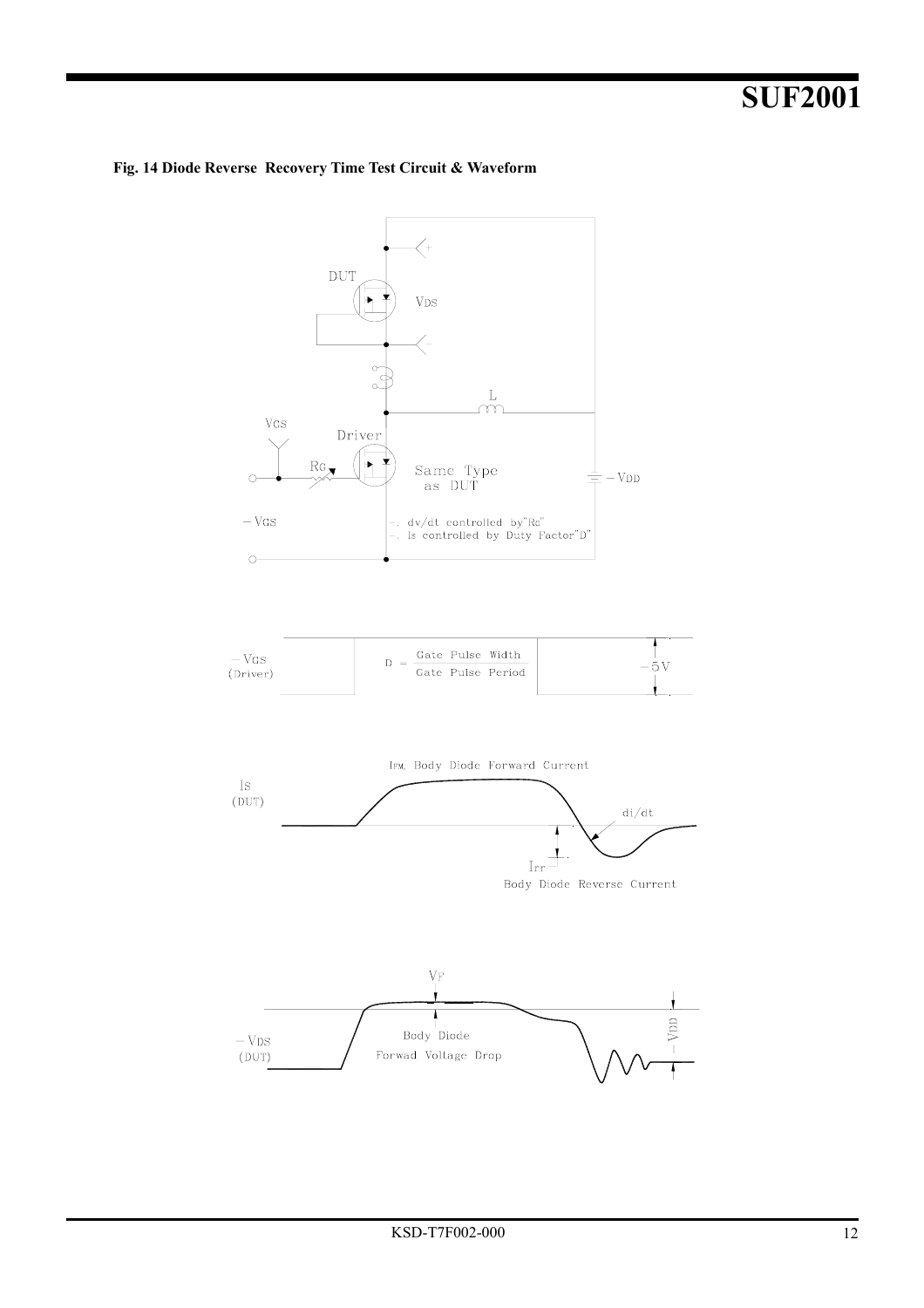**Fig. 14 Diode Reverse Recovery Time Test Circuit & Waveform**

DUT

$V_{DS}$

L

$V_{GS}$

Driver

$R_G$

Same Type as DUT

$-V_{DD}$

$-V_{GS}$

-. dv/dt controlled by "$R_G$"

-. Is controlled by Duty Factor "D"

$-V_{GS}$ (Driver)

$D = \frac{\text{Gate Pulse Width}}{\text{Gate Pulse Period}}$

$-5V$

$I_{FM}$, Body Diode Forward Current

$I_S$ (DUT)

di/dt

$I_{rr}$

Body Diode Reverse Current

$V_F$

$-V_{DS}$ (DUT)

Body Diode Forwad Voltage Drop

$-V_{DD}$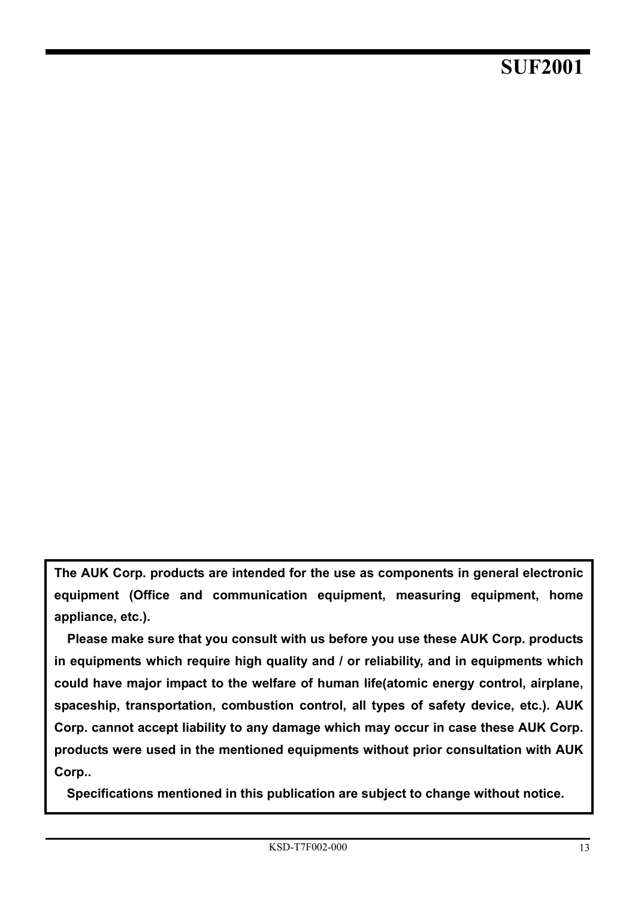**The AUK Corp. products are intended for the use as components in general electronic equipment (Office and communication equipment, measuring equipment, home appliance, etc.).**

**Please make sure that you consult with us before you use these AUK Corp. products in equipments which require high quality and / or reliability, and in equipments which could have major impact to the welfare of human life(atomic energy control, airplane, spaceship, transportation, combustion control, all types of safety device, etc.). AUK Corp. cannot accept liability to any damage which may occur in case these AUK Corp. products were used in the mentioned equipments without prior consultation with AUK Corp..**

**Specifications mentioned in this publication are subject to change without notice.**